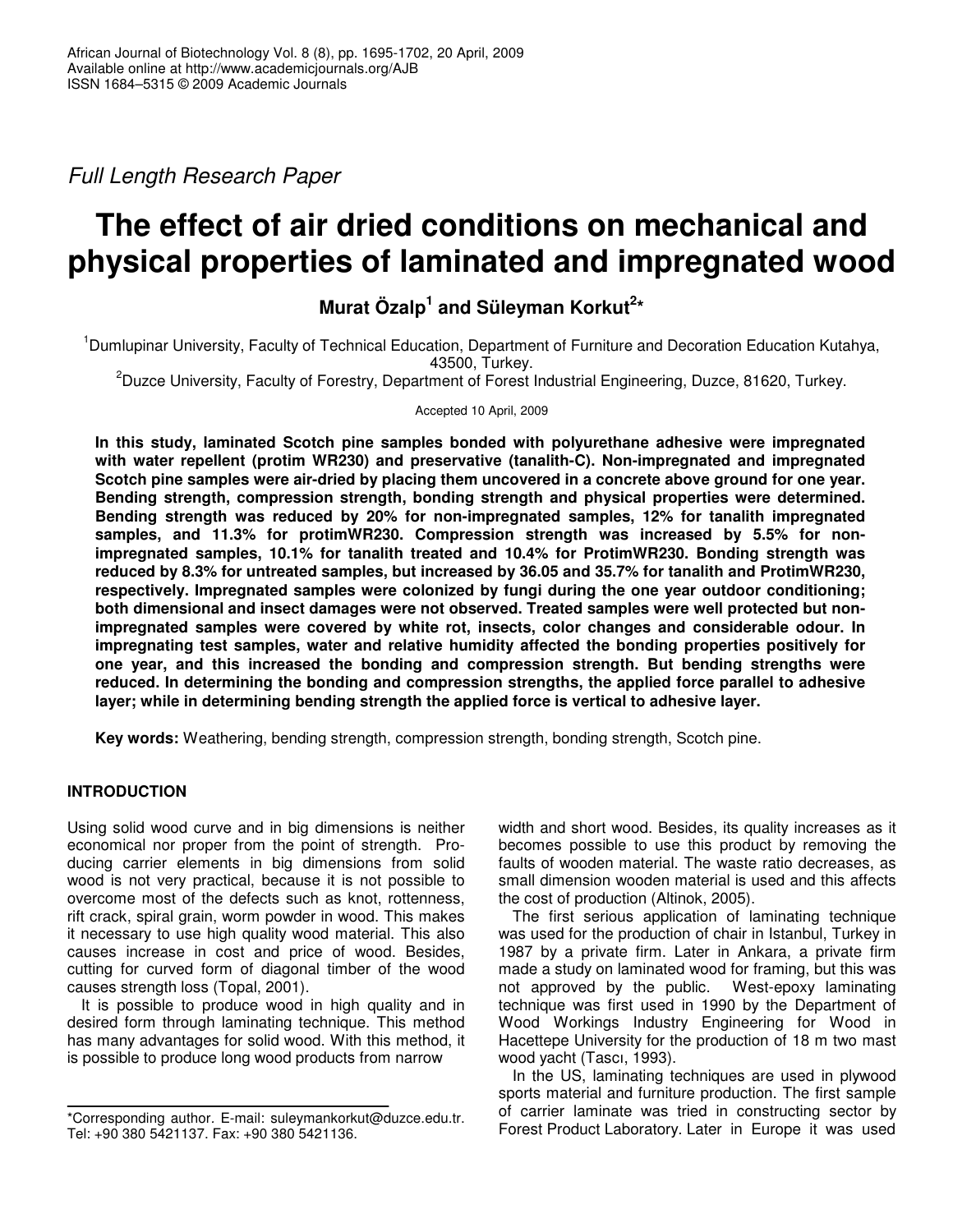*Full Length Research Paper*

# The effect of air dried conditions on mechanical and physical properties of laminated and impregnated wood

**Murat Özalp[1] and Süleyman Korkut[2]***

[1]Dumlupinar University, Faculty of Technical Education, Department of Furniture and Decoration Education Kutahya, 43500, Turkey.

[2]Duzce University, Faculty of Forestry, Department of Forest Industrial Engineering, Duzce, 81620, Turkey.

Accepted 10 April, 2009

**In this study, laminated Scotch pine samples bonded with polyurethane adhesive were impregnated with water repellent (protim WR230) and preservative (tanalith-C). Non-impregnated and impregnated Scotch pine samples were air-dried by placing them uncovered in a concrete above ground for one year. Bending strength, compression strength, bonding strength and physical properties were determined. Bending strength was reduced by 20% for non-impregnated samples, 12% for tanalith impregnated samples, and 11.3% for protimWR230. Compression strength was increased by 5.5% for non-impregnated samples, 10.1% for tanalith treated and 10.4% for ProtimWR230. Bonding strength was reduced by 8.3% for untreated samples, but increased by 36.05 and 35.7% for tanalith and ProtimWR230, respectively. Impregnated samples were colonized by fungi during the one year outdoor conditioning; both dimensional and insect damages were not observed. Treated samples were well protected but non-impregnated samples were covered by white rot, insects, color changes and considerable odour. In impregnating test samples, water and relative humidity affected the bonding properties positively for one year, and this increased the bonding and compression strength. But bending strengths were reduced. In determining the bonding and compression strengths, the applied force parallel to adhesive layer; while in determining bending strength the applied force is vertical to adhesive layer.**

**Key words:** Weathering, bending strength, compression strength, bonding strength, Scotch pine.

## INTRODUCTION

Using solid wood curve and in big dimensions is neither economical nor proper from the point of strength. Producing carrier elements in big dimensions from solid wood is not very practical, because it is not possible to overcome most of the defects such as knot, rottenness, rift crack, spiral grain, worm powder in wood. This makes it necessary to use high quality wood material. This also causes increase in cost and price of wood. Besides, cutting for curved form of diagonal timber of the wood causes strength loss (Topal, 2001).

It is possible to produce wood in high quality and in desired form through laminating technique. This method has many advantages for solid wood. With this method, it is possible to produce long wood products from narrow width and short wood. Besides, its quality increases as it becomes possible to use this product by removing the faults of wooden material. The waste ratio decreases, as small dimension wooden material is used and this affects the cost of production (Altinok, 2005).

The first serious application of laminating technique was used for the production of chair in Istanbul, Turkey in 1987 by a private firm. Later in Ankara, a private firm made a study on laminated wood for framing, but this was not approved by the public. West-epoxy laminating technique was first used in 1990 by the Department of Wood Workings Industry Engineering for Wood in Hacettepe University for the production of 18 m two mast wood yacht (Tascı, 1993).

In the US, laminating techniques are used in plywood sports material and furniture production. The first sample of carrier laminate was tried in constructing sector by Forest Product Laboratory. Later in Europe it was used

*Corresponding author. E-mail: suleymankorkut@duzce.edu.tr. Tel: +90 380 5421137. Fax: +90 380 5421136.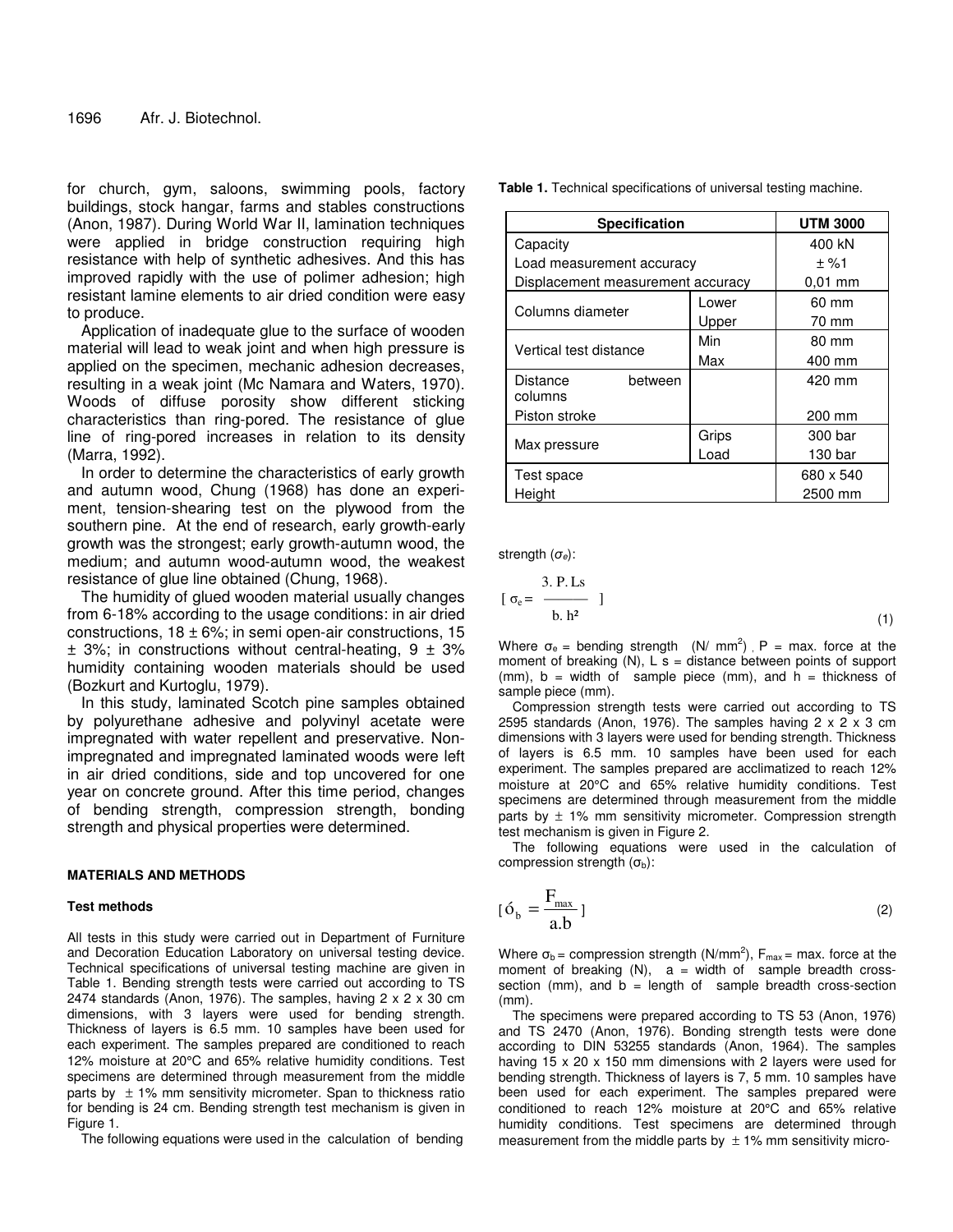for church, gym, saloons, swimming pools, factory buildings, stock hangar, farms and stables constructions (Anon, 1987). During World War II, lamination techniques were applied in bridge construction requiring high resistance with help of synthetic adhesives. And this has improved rapidly with the use of polimer adhesion; high resistant lamine elements to air dried condition were easy to produce.

Application of inadequate glue to the surface of wooden material will lead to weak joint and when high pressure is applied on the specimen, mechanic adhesion decreases, resulting in a weak joint (Mc Namara and Waters, 1970). Woods of diffuse porosity show different sticking characteristics than ring-pored. The resistance of glue line of ring-pored increases in relation to its density (Marra, 1992).

In order to determine the characteristics of early growth and autumn wood, Chung (1968) has done an experiment, tension-shearing test on the plywood from the southern pine. At the end of research, early growth-early growth was the strongest; early growth-autumn wood, the medium; and autumn wood-autumn wood, the weakest resistance of glue line obtained (Chung, 1968).

The humidity of glued wooden material usually changes from 6-18% according to the usage conditions: in air dried constructions, 18 ± 6%; in semi open-air constructions, 15 ± 3%; in constructions without central-heating, 9 ± 3% humidity containing wooden materials should be used (Bozkurt and Kurtoglu, 1979).

In this study, laminated Scotch pine samples obtained by polyurethane adhesive and polyvinyl acetate were impregnated with water repellent and preservative. Non-impregnated and impregnated laminated woods were left in air dried conditions, side and top uncovered for one year on concrete ground. After this time period, changes of bending strength, compression strength, bonding strength and physical properties were determined.

## MATERIALS AND METHODS

### Test methods

All tests in this study were carried out in Department of Furniture and Decoration Education Laboratory on universal testing device. Technical specifications of universal testing machine are given in Table 1. Bending strength tests were carried out according to TS 2474 standards (Anon, 1976). The samples, having 2 x 2 x 30 cm dimensions, with 3 layers were used for bending strength. Thickness of layers is 6.5 mm. 10 samples have been used for each experiment. The samples prepared are conditioned to reach 12% moisture at 20°C and 65% relative humidity conditions. Test specimens are determined through measurement from the middle parts by ± 1% mm sensitivity micrometer. Span to thickness ratio for bending is 24 cm. Bending strength test mechanism is given in Figure 1.

**Table 1.** Technical specifications of universal testing machine.

| Specification | | UTM 3000 |
|---|---|---|
| Capacity | | 400 kN |
| Load measurement accuracy | | ± %1 |
| Displacement measurement accuracy | | 0,01 mm |
| Columns diameter | Lower | 60 mm |
| | Upper | 70 mm |
| Vertical test distance | Min | 80 mm |
| | Max | 400 mm |
| Distance between columns | | 420 mm |
| Piston stroke | | 200 mm |
| Max pressure | Grips | 300 bar |
| | Load | 130 bar |
| Test space | | 680 x 540 |
| Height | | 2500 mm |

The following equations were used in the calculation of bending strength ($\sigma_e$):

$$[\ \sigma_e = \frac{3.\ P.\ Ls}{b.\ h^2}\ ] \tag{1}$$

Where $\sigma_e$ = bending strength (N/ mm$^2$), P = max. force at the moment of breaking (N), L s = distance between points of support (mm), b = width of sample piece (mm), and h = thickness of sample piece (mm).

Compression strength tests were carried out according to TS 2595 standards (Anon, 1976). The samples having 2 x 2 x 3 cm dimensions with 3 layers were used for bending strength. Thickness of layers is 6.5 mm. 10 samples have been used for each experiment. The samples prepared are acclimatized to reach 12% moisture at 20°C and 65% relative humidity conditions. Test specimens are determined through measurement from the middle parts by ± 1% mm sensitivity micrometer. Compression strength test mechanism is given in Figure 2.

The following equations were used in the calculation of compression strength ($\sigma_b$):

$$[\ \sigma_b = \frac{F_{max}}{a.b}\ ] \tag{2}$$

Where $\sigma_b$ = compression strength (N/mm$^2$), $F_{max}$ = max. force at the moment of breaking (N), a = width of sample breadth cross-section (mm), and b = length of sample breadth cross-section (mm).

The specimens were prepared according to TS 53 (Anon, 1976) and TS 2470 (Anon, 1976). Bonding strength tests were done according to DIN 53255 standards (Anon, 1964). The samples having 15 x 20 x 150 mm dimensions with 2 layers were used for bending strength. Thickness of layers is 7, 5 mm. 10 samples have been used for each experiment. The samples prepared were conditioned to reach 12% moisture at 20°C and 65% relative humidity conditions. Test specimens are determined through measurement from the middle parts by ± 1% mm sensitivity micro-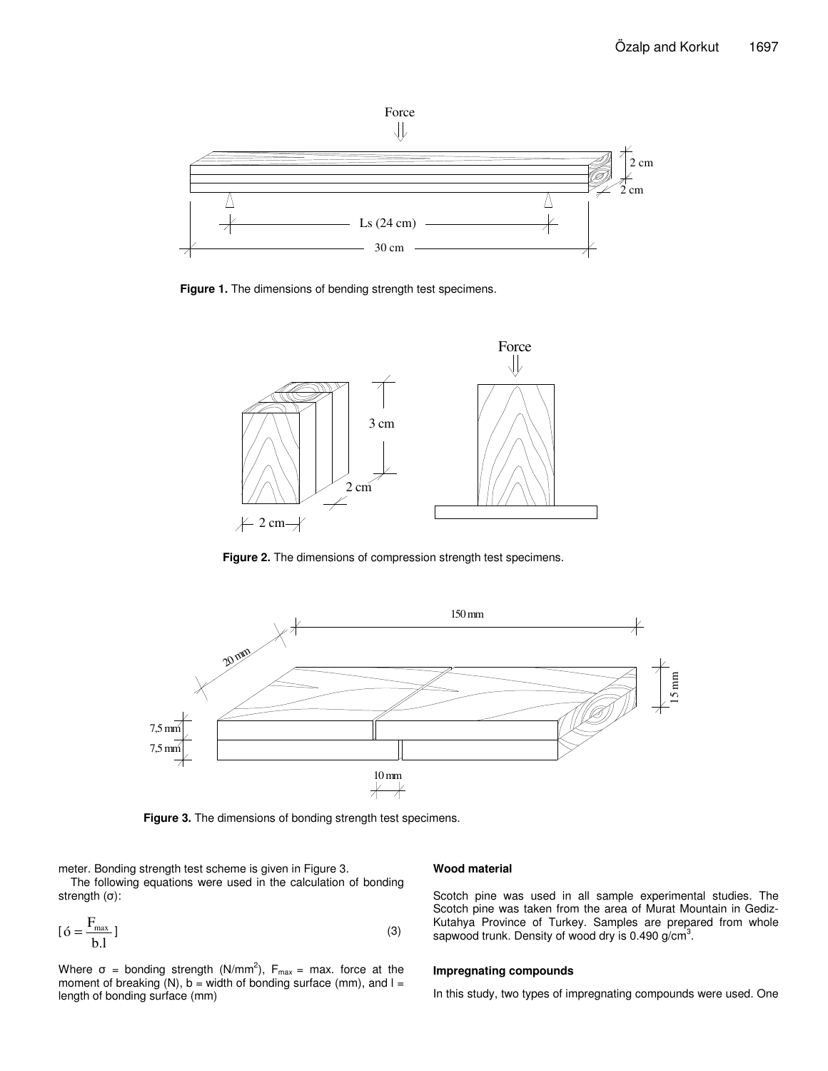Figure 1. The dimensions of bending strength test specimens.

Figure 2. The dimensions of compression strength test specimens.

Figure 3. The dimensions of bonding strength test specimens.

meter. Bonding strength test scheme is given in Figure 3.

The following equations were used in the calculation of bonding strength (σ):

$$[\sigma = \frac{F_{max}}{b.l}] \tag{3}$$

Where σ = bonding strength (N/mm$^2$), $F_{max}$ = max. force at the moment of breaking (N), b = width of bonding surface (mm), and l = length of bonding surface (mm)

#### Wood material

Scotch pine was used in all sample experimental studies. The Scotch pine was taken from the area of Murat Mountain in Gediz-Kutahya Province of Turkey. Samples are prepared from whole sapwood trunk. Density of wood dry is 0.490 g/cm$^3$.

#### Impregnating compounds

In this study, two types of impregnating compounds were used. One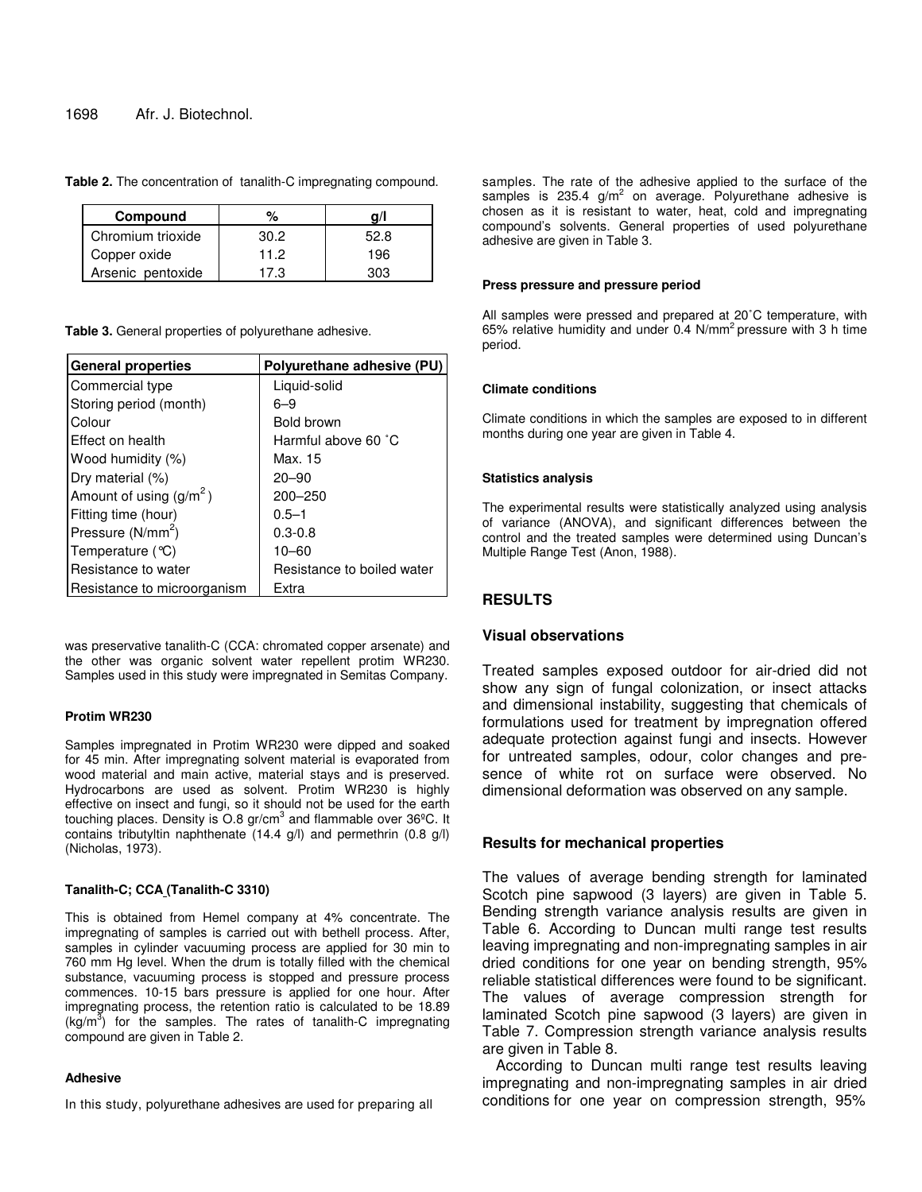**Table 2.** The concentration of tanalith-C impregnating compound.

| Compound | % | g/l |
|---|---|---|
| Chromium trioxide | 30.2 | 52.8 |
| Copper oxide | 11.2 | 196 |
| Arsenic pentoxide | 17.3 | 303 |

**Table 3.** General properties of polyurethane adhesive.

| General properties | Polyurethane adhesive (PU) |
|---|---|
| Commercial type | Liquid-solid |
| Storing period (month) | 6–9 |
| Colour | Bold brown |
| Effect on health | Harmful above 60 ˚C |
| Wood humidity (%) | Max. 15 |
| Dry material (%) | 20–90 |
| Amount of using (g/m$^2$) | 200–250 |
| Fitting time (hour) | 0.5–1 |
| Pressure (N/mm$^2$) | 0.3-0.8 |
| Temperature (°C) | 10–60 |
| Resistance to water | Resistance to boiled water |
| Resistance to microorganism | Extra |

was preservative tanalith-C (CCA: chromated copper arsenate) and the other was organic solvent water repellent protim WR230. Samples used in this study were impregnated in Semitas Company.

#### Protim WR230

Samples impregnated in Protim WR230 were dipped and soaked for 45 min. After impregnating solvent material is evaporated from wood material and main active, material stays and is preserved. Hydrocarbons are used as solvent. Protim WR230 is highly effective on insect and fungi, so it should not be used for the earth touching places. Density is O.8 gr/cm$^3$ and flammable over 36ºC. It contains tributyltin naphthenate (14.4 g/l) and permethrin (0.8 g/l) (Nicholas, 1973).

#### Tanalith-C; CCA (Tanalith-C 3310)

This is obtained from Hemel company at 4% concentrate. The impregnating of samples is carried out with bethell process. After, samples in cylinder vacuuming process are applied for 30 min to 760 mm Hg level. When the drum is totally filled with the chemical substance, vacuuming process is stopped and pressure process commences. 10-15 bars pressure is applied for one hour. After impregnating process, the retention ratio is calculated to be 18.89 (kg/m$^3$) for the samples. The rates of tanalith-C impregnating compound are given in Table 2.

#### Adhesive

In this study, polyurethane adhesives are used for preparing all samples. The rate of the adhesive applied to the surface of the samples is 235.4 g/m$^2$ on average. Polyurethane adhesive is chosen as it is resistant to water, heat, cold and impregnating compound's solvents. General properties of used polyurethane adhesive are given in Table 3.

#### Press pressure and pressure period

All samples were pressed and prepared at 20˚C temperature, with 65% relative humidity and under 0.4 N/mm$^2$ pressure with 3 h time period.

#### Climate conditions

Climate conditions in which the samples are exposed to in different months during one year are given in Table 4.

#### Statistics analysis

The experimental results were statistically analyzed using analysis of variance (ANOVA), and significant differences between the control and the treated samples were determined using Duncan's Multiple Range Test (Anon, 1988).

## RESULTS

### Visual observations

Treated samples exposed outdoor for air-dried did not show any sign of fungal colonization, or insect attacks and dimensional instability, suggesting that chemicals of formulations used for treatment by impregnation offered adequate protection against fungi and insects. However for untreated samples, odour, color changes and presence of white rot on surface were observed. No dimensional deformation was observed on any sample.

### Results for mechanical properties

The values of average bending strength for laminated Scotch pine sapwood (3 layers) are given in Table 5. Bending strength variance analysis results are given in Table 6. According to Duncan multi range test results leaving impregnating and non-impregnating samples in air dried conditions for one year on bending strength, 95% reliable statistical differences were found to be significant. The values of average compression strength for laminated Scotch pine sapwood (3 layers) are given in Table 7. Compression strength variance analysis results are given in Table 8.

According to Duncan multi range test results leaving impregnating and non-impregnating samples in air dried conditions for one year on compression strength, 95%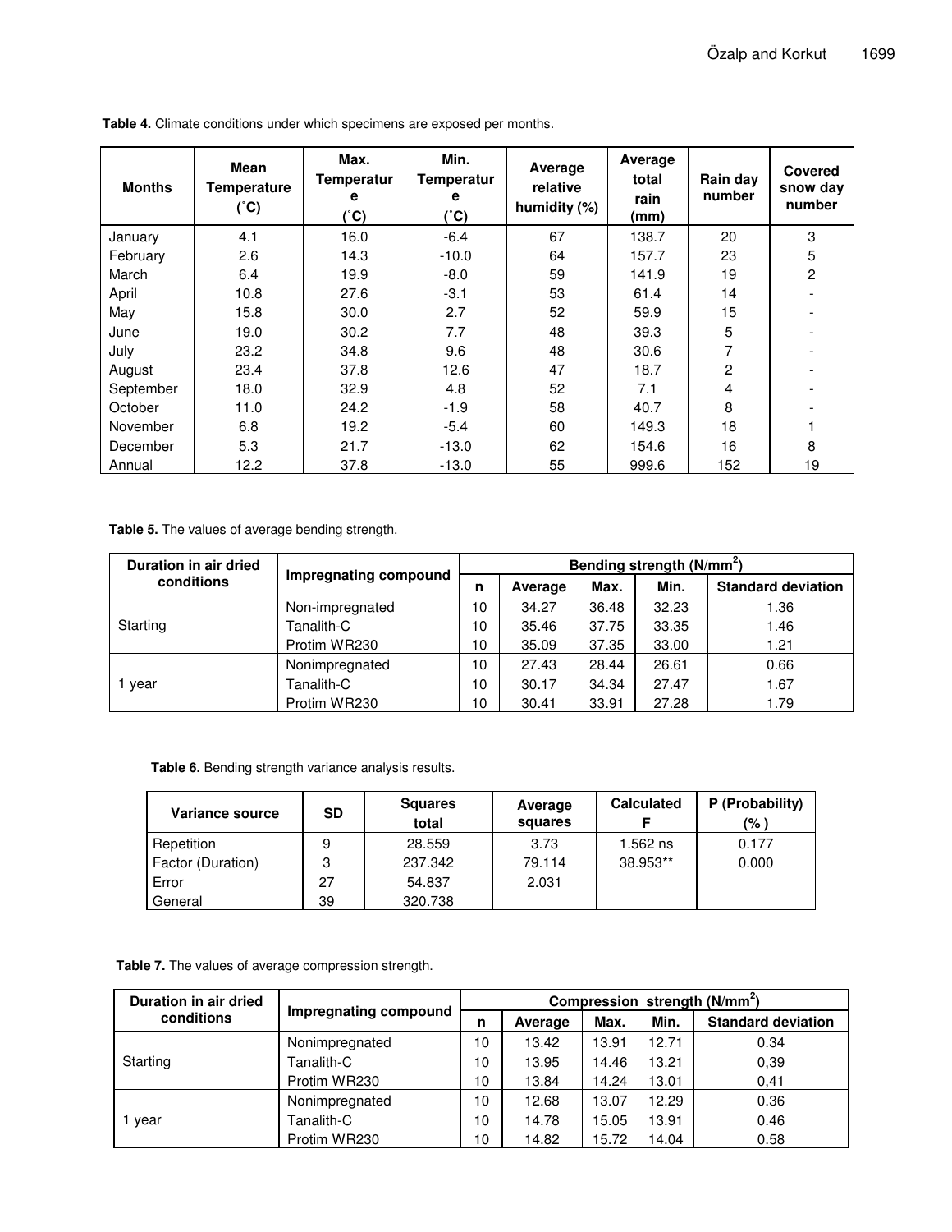**Table 4.** Climate conditions under which specimens are exposed per months.

| Months | Mean Temperature (˚C) | Max. Temperature (˚C) | Min. Temperature (˚C) | Average relative humidity (%) | Average total rain (mm) | Rain day number | Covered snow day number |
|---|---|---|---|---|---|---|---|
| January | 4.1 | 16.0 | -6.4 | 67 | 138.7 | 20 | 3 |
| February | 2.6 | 14.3 | -10.0 | 64 | 157.7 | 23 | 5 |
| March | 6.4 | 19.9 | -8.0 | 59 | 141.9 | 19 | 2 |
| April | 10.8 | 27.6 | -3.1 | 53 | 61.4 | 14 | - |
| May | 15.8 | 30.0 | 2.7 | 52 | 59.9 | 15 | - |
| June | 19.0 | 30.2 | 7.7 | 48 | 39.3 | 5 | - |
| July | 23.2 | 34.8 | 9.6 | 48 | 30.6 | 7 | - |
| August | 23.4 | 37.8 | 12.6 | 47 | 18.7 | 2 | - |
| September | 18.0 | 32.9 | 4.8 | 52 | 7.1 | 4 | - |
| October | 11.0 | 24.2 | -1.9 | 58 | 40.7 | 8 | - |
| November | 6.8 | 19.2 | -5.4 | 60 | 149.3 | 18 | 1 |
| December | 5.3 | 21.7 | -13.0 | 62 | 154.6 | 16 | 8 |
| Annual | 12.2 | 37.8 | -13.0 | 55 | 999.6 | 152 | 19 |

**Table 5.** The values of average bending strength.

| Duration in air dried conditions | Impregnating compound | Bending strength (N/mm$^2$) | | | | |
|---|---|---|---|---|---|---|
| | | n | Average | Max. | Min. | Standard deviation |
| Starting | Non-impregnated | 10 | 34.27 | 36.48 | 32.23 | 1.36 |
| | Tanalith-C | 10 | 35.46 | 37.75 | 33.35 | 1.46 |
| | Protim WR230 | 10 | 35.09 | 37.35 | 33.00 | 1.21 |
| 1 year | Nonimpregnated | 10 | 27.43 | 28.44 | 26.61 | 0.66 |
| | Tanalith-C | 10 | 30.17 | 34.34 | 27.47 | 1.67 |
| | Protim WR230 | 10 | 30.41 | 33.91 | 27.28 | 1.79 |

**Table 6.** Bending strength variance analysis results.

| Variance source | SD | Squares total | Average squares | Calculated F | P (Probability) (%) |
|---|---|---|---|---|---|
| Repetition | 9 | 28.559 | 3.73 | 1.562 ns | 0.177 |
| Factor (Duration) | 3 | 237.342 | 79.114 | 38.953** | 0.000 |
| Error | 27 | 54.837 | 2.031 | | |
| General | 39 | 320.738 | | | |

**Table 7.** The values of average compression strength.

| Duration in air dried conditions | Impregnating compound | Compression strength (N/mm$^2$) | | | | |
|---|---|---|---|---|---|---|
| | | n | Average | Max. | Min. | Standard deviation |
| Starting | Nonimpregnated | 10 | 13.42 | 13.91 | 12.71 | 0.34 |
| | Tanalith-C | 10 | 13.95 | 14.46 | 13.21 | 0,39 |
| | Protim WR230 | 10 | 13.84 | 14.24 | 13.01 | 0,41 |
| 1 year | Nonimpregnated | 10 | 12.68 | 13.07 | 12.29 | 0.36 |
| | Tanalith-C | 10 | 14.78 | 15.05 | 13.91 | 0.46 |
| | Protim WR230 | 10 | 14.82 | 15.72 | 14.04 | 0.58 |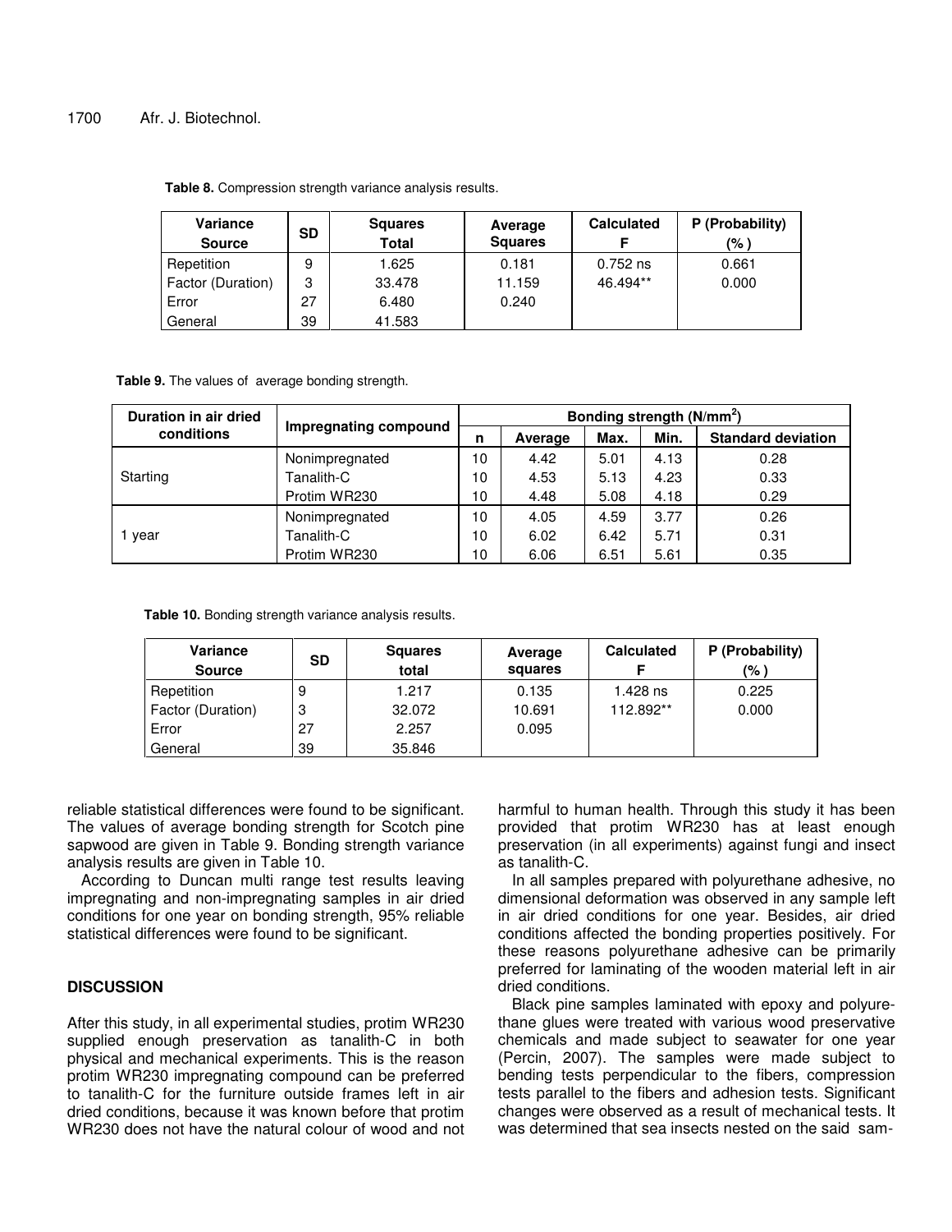**Table 8.** Compression strength variance analysis results.

| Variance Source | SD | Squares Total | Average Squares | Calculated F | P (Probability) (%) |
|---|---|---|---|---|---|
| Repetition | 9 | 1.625 | 0.181 | 0.752 ns | 0.661 |
| Factor (Duration) | 3 | 33.478 | 11.159 | 46.494** | 0.000 |
| Error | 27 | 6.480 | 0.240 | | |
| General | 39 | 41.583 | | | |

**Table 9.** The values of average bonding strength.

| Duration in air dried conditions | Impregnating compound | Bonding strength ($N/mm^2$) | | | | |
|---|---|---|---|---|---|---|
| | | n | Average | Max. | Min. | Standard deviation |
| Starting | Nonimpregnated | 10 | 4.42 | 5.01 | 4.13 | 0.28 |
| | Tanalith-C | 10 | 4.53 | 5.13 | 4.23 | 0.33 |
| | Protim WR230 | 10 | 4.48 | 5.08 | 4.18 | 0.29 |
| 1 year | Nonimpregnated | 10 | 4.05 | 4.59 | 3.77 | 0.26 |
| | Tanalith-C | 10 | 6.02 | 6.42 | 5.71 | 0.31 |
| | Protim WR230 | 10 | 6.06 | 6.51 | 5.61 | 0.35 |

**Table 10.** Bonding strength variance analysis results.

| Variance Source | SD | Squares total | Average squares | Calculated F | P (Probability) (%) |
|---|---|---|---|---|---|
| Repetition | 9 | 1.217 | 0.135 | 1.428 ns | 0.225 |
| Factor (Duration) | 3 | 32.072 | 10.691 | 112.892** | 0.000 |
| Error | 27 | 2.257 | 0.095 | | |
| General | 39 | 35.846 | | | |

reliable statistical differences were found to be significant. The values of average bonding strength for Scotch pine sapwood are given in Table 9. Bonding strength variance analysis results are given in Table 10.

According to Duncan multi range test results leaving impregnating and non-impregnating samples in air dried conditions for one year on bonding strength, 95% reliable statistical differences were found to be significant.

## DISCUSSION

After this study, in all experimental studies, protim WR230 supplied enough preservation as tanalith-C in both physical and mechanical experiments. This is the reason protim WR230 impregnating compound can be preferred to tanalith-C for the furniture outside frames left in air dried conditions, because it was known before that protim WR230 does not have the natural colour of wood and not harmful to human health. Through this study it has been provided that protim WR230 has at least enough preservation (in all experiments) against fungi and insect as tanalith-C.

In all samples prepared with polyurethane adhesive, no dimensional deformation was observed in any sample left in air dried conditions for one year. Besides, air dried conditions affected the bonding properties positively. For these reasons polyurethane adhesive can be primarily preferred for laminating of the wooden material left in air dried conditions.

Black pine samples laminated with epoxy and polyurethane glues were treated with various wood preservative chemicals and made subject to seawater for one year (Percin, 2007). The samples were made subject to bending tests perpendicular to the fibers, compression tests parallel to the fibers and adhesion tests. Significant changes were observed as a result of mechanical tests. It was determined that sea insects nested on the said sam-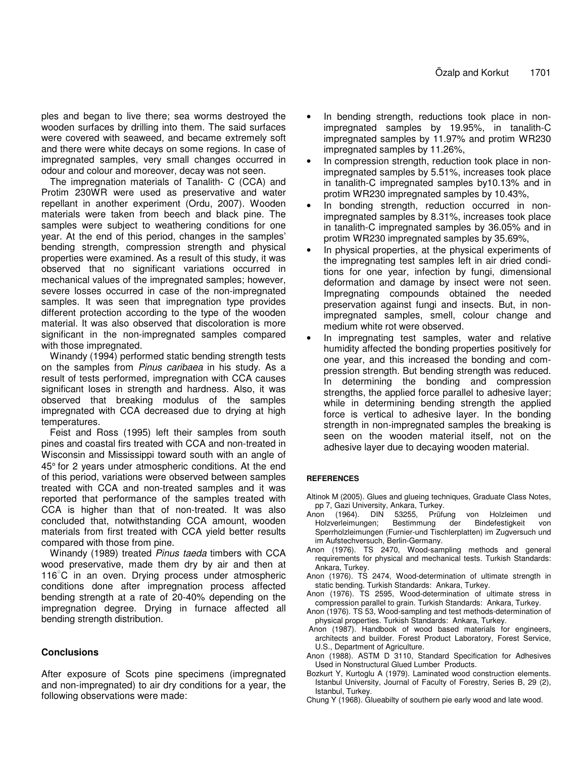ples and began to live there; sea worms destroyed the wooden surfaces by drilling into them. The said surfaces were covered with seaweed, and became extremely soft and there were white decays on some regions. In case of impregnated samples, very small changes occurred in odour and colour and moreover, decay was not seen.

The impregnation materials of Tanalith- C (CCA) and Protim 230WR were used as preservative and water repellant in another experiment (Ordu, 2007). Wooden materials were taken from beech and black pine. The samples were subject to weathering conditions for one year. At the end of this period, changes in the samples' bending strength, compression strength and physical properties were examined. As a result of this study, it was observed that no significant variations occurred in mechanical values of the impregnated samples; however, severe losses occurred in case of the non-impregnated samples. It was seen that impregnation type provides different protection according to the type of the wooden material. It was also observed that discoloration is more significant in the non-impregnated samples compared with those impregnated.

Winandy (1994) performed static bending strength tests on the samples from *Pinus caribaea* in his study. As a result of tests performed, impregnation with CCA causes significant loses in strength and hardness. Also, it was observed that breaking modulus of the samples impregnated with CCA decreased due to drying at high temperatures.

Feist and Ross (1995) left their samples from south pines and coastal firs treated with CCA and non-treated in Wisconsin and Mississippi toward south with an angle of 45° for 2 years under atmospheric conditions. At the end of this period, variations were observed between samples treated with CCA and non-treated samples and it was reported that performance of the samples treated with CCA is higher than that of non-treated. It was also concluded that, notwithstanding CCA amount, wooden materials from first treated with CCA yield better results compared with those from pine.

Winandy (1989) treated *Pinus taeda* timbers with CCA wood preservative, made them dry by air and then at 116°C in an oven. Drying process under atmospheric conditions done after impregnation process affected bending strength at a rate of 20-40% depending on the impregnation degree. Drying in furnace affected all bending strength distribution.

## Conclusions

After exposure of Scots pine specimens (impregnated and non-impregnated) to air dry conditions for a year, the following observations were made:

- In bending strength, reductions took place in non-impregnated samples by 19.95%, in tanalith-C impregnated samples by 11.97% and protim WR230 impregnated samples by 11.26%,
- In compression strength, reduction took place in non-impregnated samples by 5.51%, increases took place in tanalith-C impregnated samples by10.13% and in protim WR230 impregnated samples by 10.43%,
- In bonding strength, reduction occurred in non-impregnated samples by 8.31%, increases took place in tanalith-C impregnated samples by 36.05% and in protim WR230 impregnated samples by 35.69%,
- In physical properties, at the physical experiments of the impregnating test samples left in air dried conditions for one year, infection by fungi, dimensional deformation and damage by insect were not seen. Impregnating compounds obtained the needed preservation against fungi and insects. But, in non-impregnated samples, smell, colour change and medium white rot were observed.
- In impregnating test samples, water and relative humidity affected the bonding properties positively for one year, and this increased the bonding and compression strength. But bending strength was reduced. In determining the bonding and compression strengths, the applied force parallel to adhesive layer; while in determining bending strength the applied force is vertical to adhesive layer. In the bonding strength in non-impregnated samples the breaking is seen on the wooden material itself, not on the adhesive layer due to decaying wooden material.

### REFERENCES

Altinok M (2005). Glues and glueing techniques, Graduate Class Notes, pp 7, Gazi University, Ankara, Turkey.

Anon (1964). DIN 53255, Prűfung von Holzleimen und Holzverleimungen; Bestimmung der Bindefestigkeit von Sperrholzleimungen (Furnier-und Tischlerplatten) im Zugversuch und im Aufstechversuch, Berlin-Germany.

Anon (1976). TS 2470, Wood-sampling methods and general requirements for physical and mechanical tests. Turkish Standards: Ankara, Turkey.

Anon (1976). TS 2474, Wood-determination of ultimate strength in static bending. Turkish Standards: Ankara, Turkey.

Anon (1976). TS 2595, Wood-determination of ultimate stress in compression parallel to grain. Turkish Standards: Ankara, Turkey.

Anon (1976). TS 53, Wood-sampling and test methods-determination of physical properties. Turkish Standards: Ankara, Turkey.

Anon (1987). Handbook of wood based materials for engineers, architects and builder. Forest Product Laboratory, Forest Service, U.S., Department of Agriculture.

Anon (1988). ASTM D 3110, Standard Specification for Adhesives Used in Nonstructural Glued Lumber Products.

Bozkurt Y, Kurtoglu A (1979). Laminated wood construction elements. Istanbul University, Journal of Faculty of Forestry, Series B, 29 (2), Istanbul, Turkey.

Chung Y (1968). Glueabilty of southern pie early wood and late wood.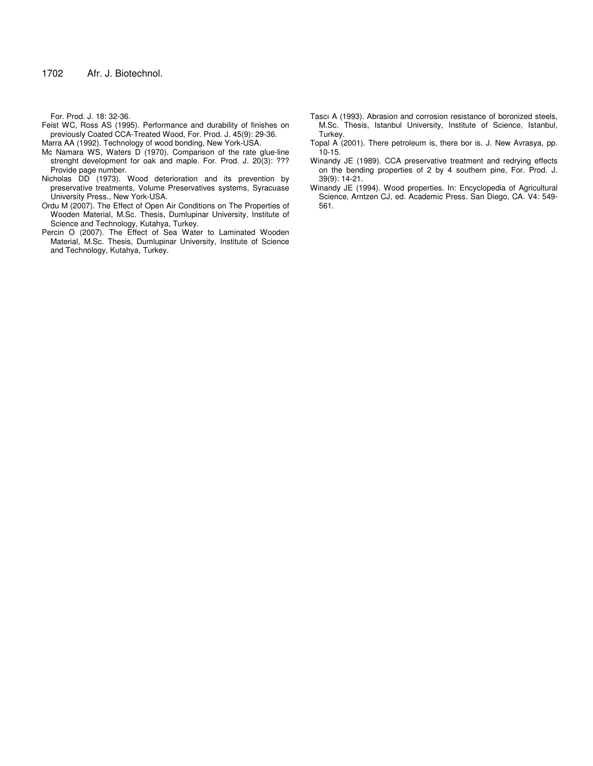For. Prod. J. 18: 32-36.

Feist WC, Ross AS (1995). Performance and durability of finishes on previously Coated CCA-Treated Wood, For. Prod. J. 45(9): 29-36.

Marra AA (1992). Technology of wood bonding, New York-USA.

Mc Namara WS, Waters D (1970). Comparison of the rate glue-line strenght development for oak and maple. For. Prod. J. 20(3): ??? Provide page number.

Nicholas DD (1973). Wood deterioration and its prevention by preservative treatments, Volume Preservatives systems, Syracuase University Press., New York-USA.

Ordu M (2007). The Effect of Open Air Conditions on The Properties of Wooden Material, M.Sc. Thesis, Dumlupinar University, Institute of Science and Technology, Kutahya, Turkey.

Percin O (2007). The Effect of Sea Water to Laminated Wooden Material, M.Sc. Thesis, Dumlupinar University, Institute of Science and Technology, Kutahya, Turkey.

Tascı A (1993). Abrasion and corrosion resistance of boronized steels, M.Sc. Thesis, Istanbul University, Institute of Science, Istanbul, Turkey.

Topal A (2001). There petroleum is, there bor is. J. New Avrasya, pp. 10-15.

Winandy JE (1989). CCA preservative treatment and redrying effects on the bending properties of 2 by 4 southern pine, For. Prod. J. 39(9): 14-21.

Winandy JE (1994). Wood properties. In: Encyclopedia of Agricultural Science, Arntzen CJ, ed. Academic Press. San Diego, CA. V4: 549-561.